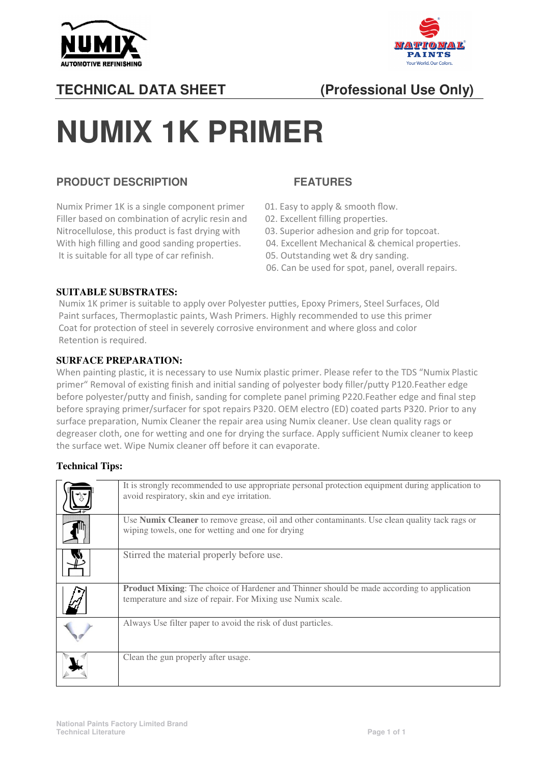**NUMIX AUTOMOTIVE REFINISHING** | **NATIONAL PAINTS** Your World. Our Colors.

## TECHNICAL DATA SHEET (Professional Use Only)

# NUMIX 1K PRIMER

## PRODUCT DESCRIPTION

Numix Primer 1K is a single component primer Filler based on combination of acrylic resin and Nitrocellulose, this product is fast drying with With high filling and good sanding properties. It is suitable for all type of car refinish.

## FEATURES

01. Easy to apply & smooth flow.
02. Excellent filling properties.
03. Superior adhesion and grip for topcoat.
04. Excellent Mechanical & chemical properties.
05. Outstanding wet & dry sanding.
06. Can be used for spot, panel, overall repairs.

### SUITABLE SUBSTRATES:

Numix 1K primer is suitable to apply over Polyester putties, Epoxy Primers, Steel Surfaces, Old Paint surfaces, Thermoplastic paints, Wash Primers. Highly recommended to use this primer Coat for protection of steel in severely corrosive environment and where gloss and color Retention is required.

### SURFACE PREPARATION:

When painting plastic, it is necessary to use Numix plastic primer. Please refer to the TDS "Numix Plastic primer" Removal of existing finish and initial sanding of polyester body filler/putty P120.Feather edge before polyester/putty and finish, sanding for complete panel priming P220.Feather edge and final step before spraying primer/surfacer for spot repairs P320. OEM electro (ED) coated parts P320. Prior to any surface preparation, Numix Cleaner the repair area using Numix cleaner. Use clean quality rags or degreaser cloth, one for wetting and one for drying the surface. Apply sufficient Numix cleaner to keep the surface wet. Wipe Numix cleaner off before it can evaporate.

### Technical Tips:

| | |
|---|---|
| | It is strongly recommended to use appropriate personal protection equipment during application to avoid respiratory, skin and eye irritation. |
| | Use **Numix Cleaner** to remove grease, oil and other contaminants. Use clean quality tack rags or wiping towels, one for wetting and one for drying |
| | Stirred the material properly before use. |
| | **Product Mixing**: The choice of Hardener and Thinner should be made according to application temperature and size of repair. For Mixing use Numix scale. |
| | Always Use filter paper to avoid the risk of dust particles. |
| | Clean the gun properly after usage. |

National Paints Factory Limited Brand
Technical Literature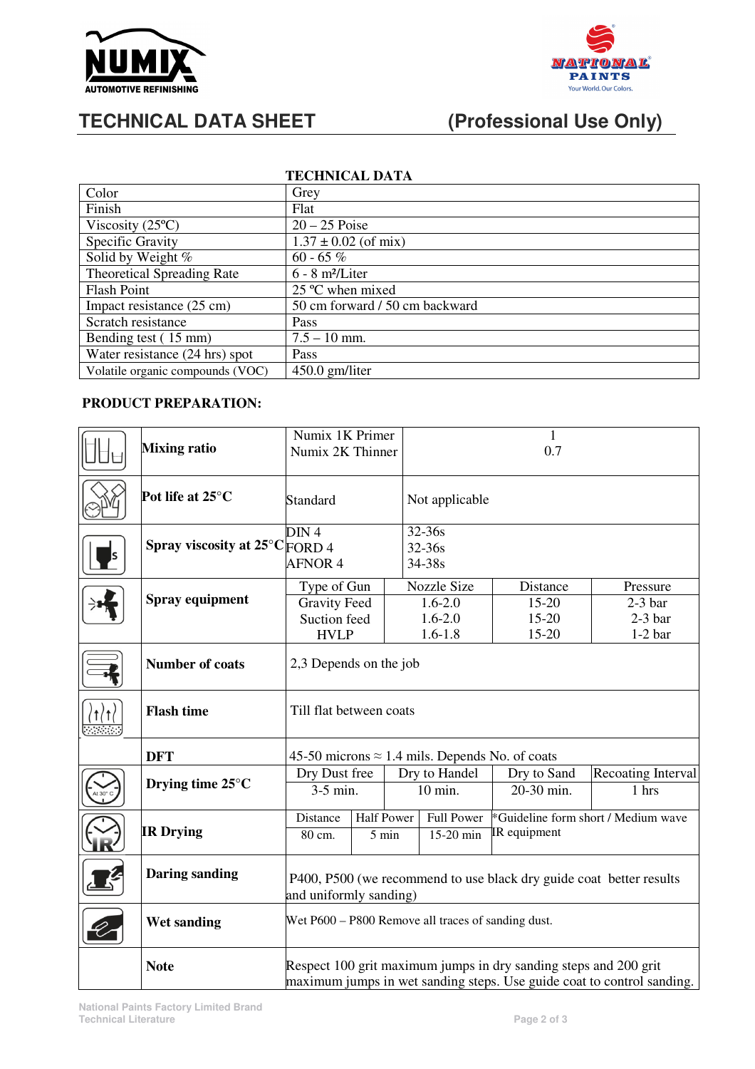NUMIX AUTOMOTIVE REFINISHING

NATIONAL PAINTS
Your World. Our Colors.

# TECHNICAL DATA SHEET (Professional Use Only)

## TECHNICAL DATA

| | |
|---|---|
| Color | Grey |
| Finish | Flat |
| Viscosity (25ºC) | 20 – 25 Poise |
| Specific Gravity | 1.37 ± 0.02 (of mix) |
| Solid by Weight % | 60 - 65 % |
| Theoretical Spreading Rate | 6 - 8 m²/Liter |
| Flash Point | 25 ºC when mixed |
| Impact resistance (25 cm) | 50 cm forward / 50 cm backward |
| Scratch resistance | Pass |
| Bending test ( 15 mm) | 7.5 – 10 mm. |
| Water resistance (24 hrs) spot | Pass |
| Volatile organic compounds (VOC) | 450.0 gm/liter |

## PRODUCT PREPARATION:

| **Item** | | | | |
|---|---|---|---|---|
| **Mixing ratio** | Numix 1K Primer<br>Numix 2K Thinner | 1<br>0.7 | | |
| **Pot life at 25°C** | Standard | Not applicable | | |
| **Spray viscosity at 25°C** | DIN 4<br>FORD 4<br>AFNOR 4 | 32-36s<br>32-36s<br>34-38s | | |
| **Spray equipment** | Type of Gun | Nozzle Size | Distance | Pressure |
| | Gravity Feed | 1.6-2.0 | 15-20 | 2-3 bar |
| | Suction feed | 1.6-2.0 | 15-20 | 2-3 bar |
| | HVLP | 1.6-1.8 | 15-20 | 1-2 bar |
| **Number of coats** | 2,3 Depends on the job | | | |
| **Flash time** | Till flat between coats | | | |
| **DFT** | 45-50 microns ≈ 1.4 mils. Depends No. of coats | | | |
| **Drying time 25°C** | Dry Dust free | Dry to Handel | Dry to Sand | Recoating Interval |
| | 3-5 min. | 10 min. | 20-30 min. | 1 hrs |
| **IR Drying** | Distance / Half Power / Full Power | | | *Guideline form short / Medium wave IR equipment |
| | 80 cm. / 5 min / 15-20 min | | | |
| **Daring sanding** | P400, P500 (we recommend to use black dry guide coat better results and uniformly sanding) | | | |
| **Wet sanding** | Wet P600 – P800 Remove all traces of sanding dust. | | | |
| **Note** | Respect 100 grit maximum jumps in dry sanding steps and 200 grit maximum jumps in wet sanding steps. Use guide coat to control sanding. | | | |

National Paints Factory Limited Brand
Technical Literature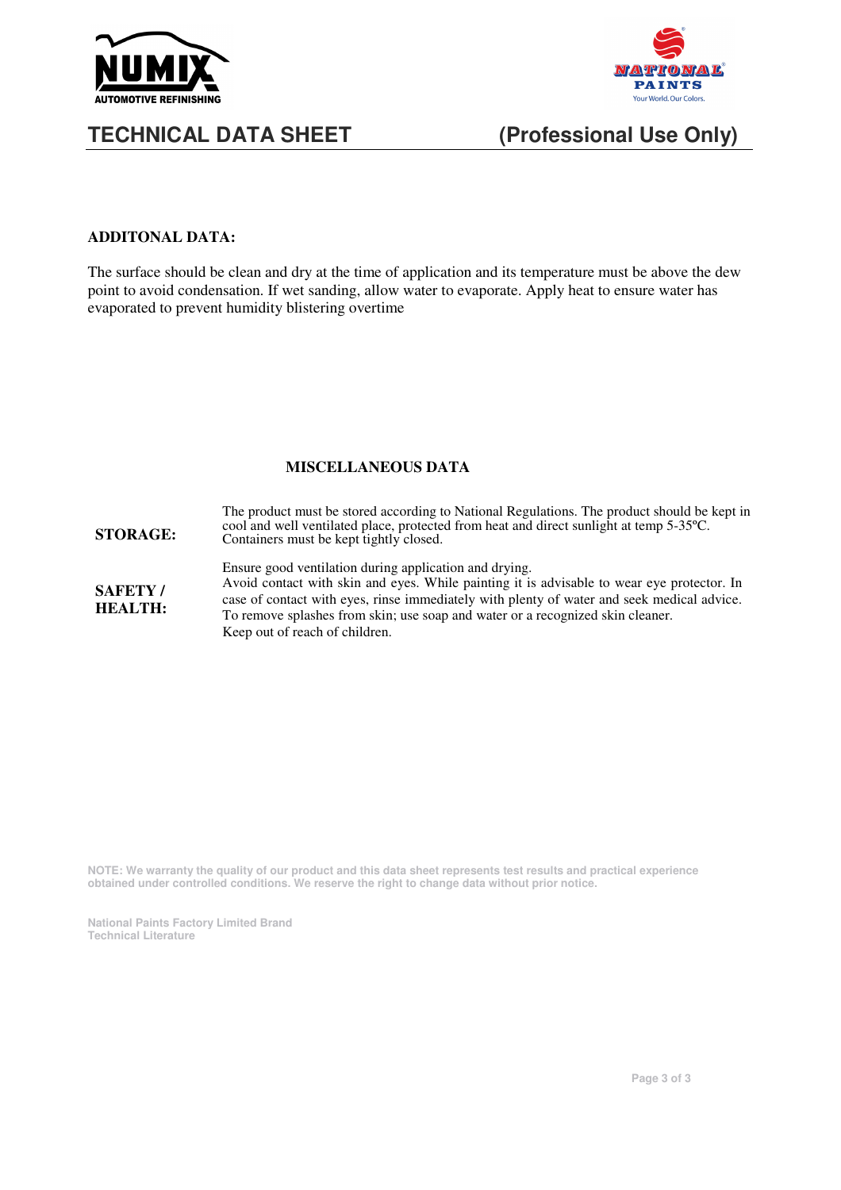NUMIX AUTOMOTIVE REFINISHING

NATIONAL PAINTS Your World. Our Colors.

# TECHNICAL DATA SHEET (Professional Use Only)

**ADDITONAL DATA:**

The surface should be clean and dry at the time of application and its temperature must be above the dew point to avoid condensation. If wet sanding, allow water to evaporate. Apply heat to ensure water has evaporated to prevent humidity blistering overtime

## MISCELLANEOUS DATA

| | |
|---|---|
| **STORAGE:** | The product must be stored according to National Regulations. The product should be kept in cool and well ventilated place, protected from heat and direct sunlight at temp 5-35ºC. Containers must be kept tightly closed. |
| **SAFETY / HEALTH:** | Ensure good ventilation during application and drying. Avoid contact with skin and eyes. While painting it is advisable to wear eye protector. In case of contact with eyes, rinse immediately with plenty of water and seek medical advice. To remove splashes from skin; use soap and water or a recognized skin cleaner. Keep out of reach of children. |

**NOTE: We warranty the quality of our product and this data sheet represents test results and practical experience obtained under controlled conditions. We reserve the right to change data without prior notice.**

**National Paints Factory Limited Brand**
**Technical Literature**